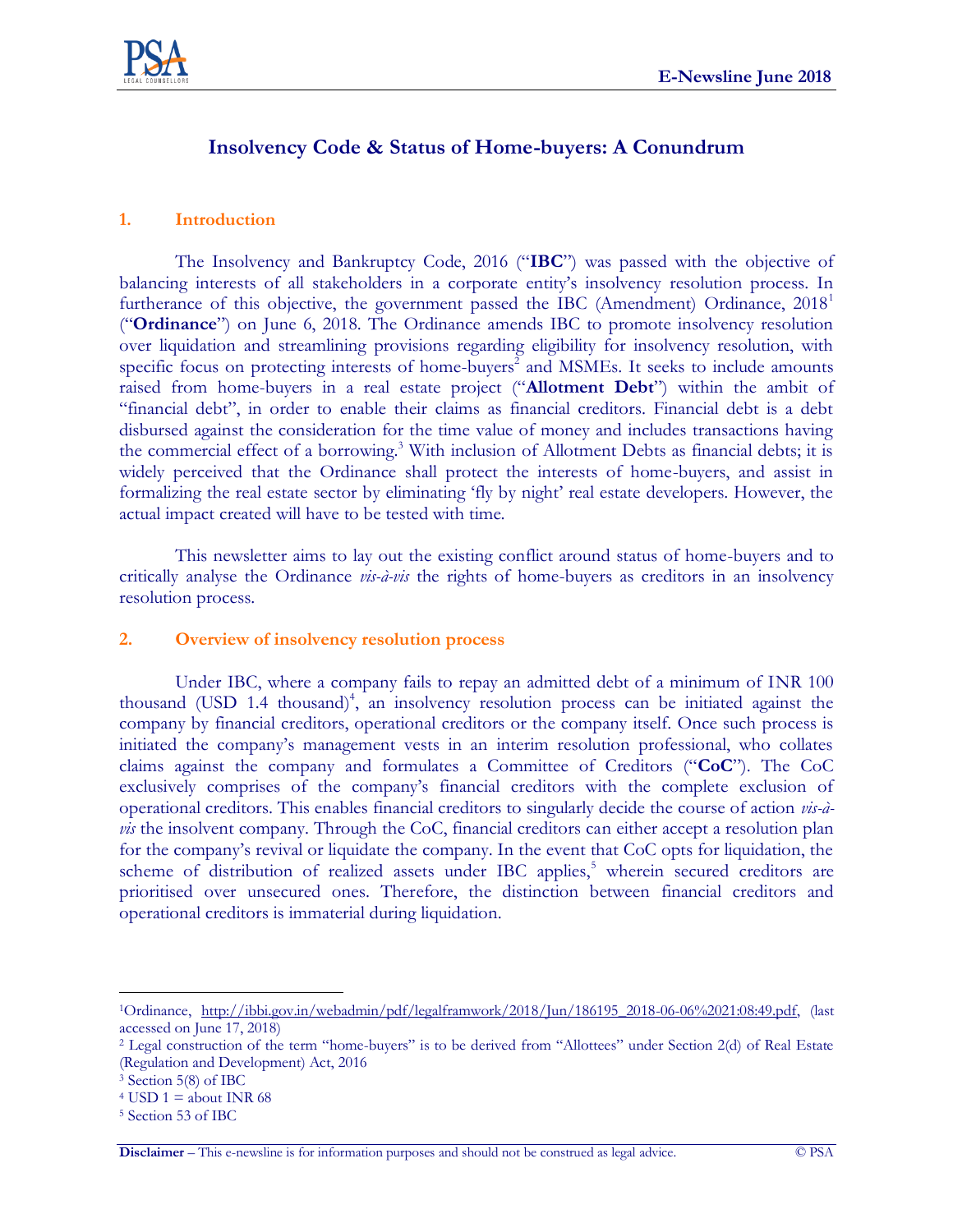# Insolvency Code & Status of Home-buyers: A Conundrum

## 1. Introduction

The Insolvency and Bankruptcy Code, 2016 ("**IBC**") was passed with the objective of balancing interests of all stakeholders in a corporate entity's insolvency resolution process. In furtherance of this objective, the government passed the IBC (Amendment) Ordinance, 2018[1] ("**Ordinance**") on June 6, 2018. The Ordinance amends IBC to promote insolvency resolution over liquidation and streamlining provisions regarding eligibility for insolvency resolution, with specific focus on protecting interests of home-buyers[2] and MSMEs. It seeks to include amounts raised from home-buyers in a real estate project ("**Allotment Debt**") within the ambit of "financial debt", in order to enable their claims as financial creditors. Financial debt is a debt disbursed against the consideration for the time value of money and includes transactions having the commercial effect of a borrowing.[3] With inclusion of Allotment Debts as financial debts; it is widely perceived that the Ordinance shall protect the interests of home-buyers, and assist in formalizing the real estate sector by eliminating 'fly by night' real estate developers. However, the actual impact created will have to be tested with time.

This newsletter aims to lay out the existing conflict around status of home-buyers and to critically analyse the Ordinance *vis-à-vis* the rights of home-buyers as creditors in an insolvency resolution process.

## 2. Overview of insolvency resolution process

Under IBC, where a company fails to repay an admitted debt of a minimum of INR 100 thousand (USD 1.4 thousand)[4], an insolvency resolution process can be initiated against the company by financial creditors, operational creditors or the company itself. Once such process is initiated the company's management vests in an interim resolution professional, who collates claims against the company and formulates a Committee of Creditors ("**CoC**"). The CoC exclusively comprises of the company's financial creditors with the complete exclusion of operational creditors. This enables financial creditors to singularly decide the course of action *vis-à-vis* the insolvent company. Through the CoC, financial creditors can either accept a resolution plan for the company's revival or liquidate the company. In the event that CoC opts for liquidation, the scheme of distribution of realized assets under IBC applies,[5] wherein secured creditors are prioritised over unsecured ones. Therefore, the distinction between financial creditors and operational creditors is immaterial during liquidation.

---

[1] Ordinance, http://ibbi.gov.in/webadmin/pdf/legalframwork/2018/Jun/186195_2018-06-06%2021:08:49.pdf, (last accessed on June 17, 2018)

[2] Legal construction of the term "home-buyers" is to be derived from "Allottees" under Section 2(d) of Real Estate (Regulation and Development) Act, 2016

[3] Section 5(8) of IBC

[4] USD 1 = about INR 68

[5] Section 53 of IBC

**Disclaimer** – This e-newsline is for information purposes and should not be construed as legal advice. © PSA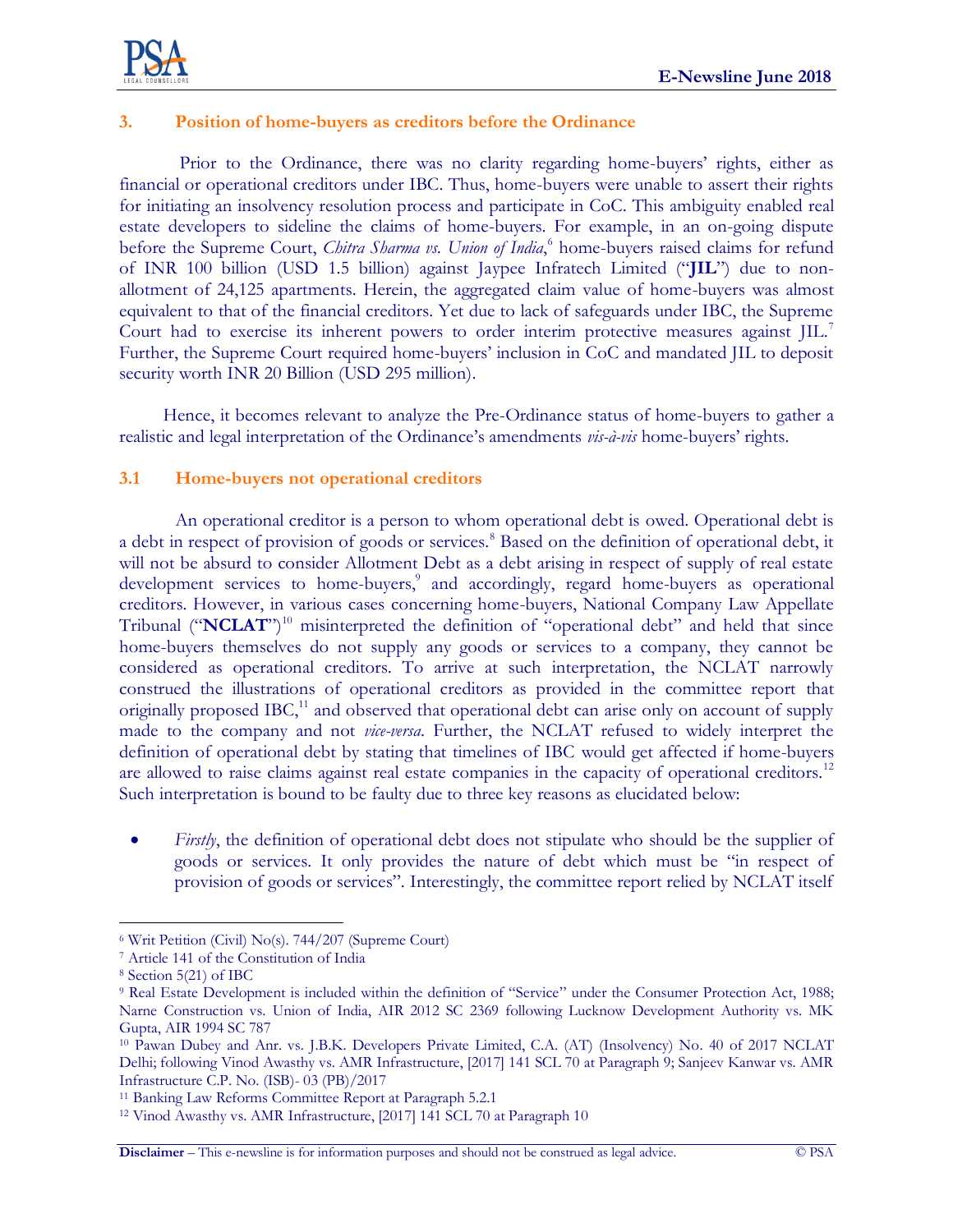## 3. Position of home-buyers as creditors before the Ordinance

Prior to the Ordinance, there was no clarity regarding home-buyers' rights, either as financial or operational creditors under IBC. Thus, home-buyers were unable to assert their rights for initiating an insolvency resolution process and participate in CoC. This ambiguity enabled real estate developers to sideline the claims of home-buyers. For example, in an on-going dispute before the Supreme Court, *Chitra Sharma vs. Union of India*,[6] home-buyers raised claims for refund of INR 100 billion (USD 1.5 billion) against Jaypee Infratech Limited ("**JIL**") due to non-allotment of 24,125 apartments. Herein, the aggregated claim value of home-buyers was almost equivalent to that of the financial creditors. Yet due to lack of safeguards under IBC, the Supreme Court had to exercise its inherent powers to order interim protective measures against JIL.[7] Further, the Supreme Court required home-buyers' inclusion in CoC and mandated JIL to deposit security worth INR 20 Billion (USD 295 million).

Hence, it becomes relevant to analyze the Pre-Ordinance status of home-buyers to gather a realistic and legal interpretation of the Ordinance's amendments *vis-à-vis* home-buyers' rights.

### 3.1 Home-buyers not operational creditors

An operational creditor is a person to whom operational debt is owed. Operational debt is a debt in respect of provision of goods or services.[8] Based on the definition of operational debt, it will not be absurd to consider Allotment Debt as a debt arising in respect of supply of real estate development services to home-buyers,[9] and accordingly, regard home-buyers as operational creditors. However, in various cases concerning home-buyers, National Company Law Appellate Tribunal ("**NCLAT**")[10] misinterpreted the definition of "operational debt" and held that since home-buyers themselves do not supply any goods or services to a company, they cannot be considered as operational creditors. To arrive at such interpretation, the NCLAT narrowly construed the illustrations of operational creditors as provided in the committee report that originally proposed IBC,[11] and observed that operational debt can arise only on account of supply made to the company and not *vice-versa*. Further, the NCLAT refused to widely interpret the definition of operational debt by stating that timelines of IBC would get affected if home-buyers are allowed to raise claims against real estate companies in the capacity of operational creditors.[12] Such interpretation is bound to be faulty due to three key reasons as elucidated below:

- *Firstly*, the definition of operational debt does not stipulate who should be the supplier of goods or services. It only provides the nature of debt which must be "in respect of provision of goods or services". Interestingly, the committee report relied by NCLAT itself

---

[6] Writ Petition (Civil) No(s). 744/207 (Supreme Court)

[7] Article 141 of the Constitution of India

[8] Section 5(21) of IBC

[9] Real Estate Development is included within the definition of "Service" under the Consumer Protection Act, 1988; Narne Construction vs. Union of India, AIR 2012 SC 2369 following Lucknow Development Authority vs. MK Gupta, AIR 1994 SC 787

[10] Pawan Dubey and Anr. vs. J.B.K. Developers Private Limited, C.A. (AT) (Insolvency) No. 40 of 2017 NCLAT Delhi; following Vinod Awasthy vs. AMR Infrastructure, [2017] 141 SCL 70 at Paragraph 9; Sanjeev Kanwar vs. AMR Infrastructure C.P. No. (ISB)- 03 (PB)/2017

[11] Banking Law Reforms Committee Report at Paragraph 5.2.1

[12] Vinod Awasthy vs. AMR Infrastructure, [2017] 141 SCL 70 at Paragraph 10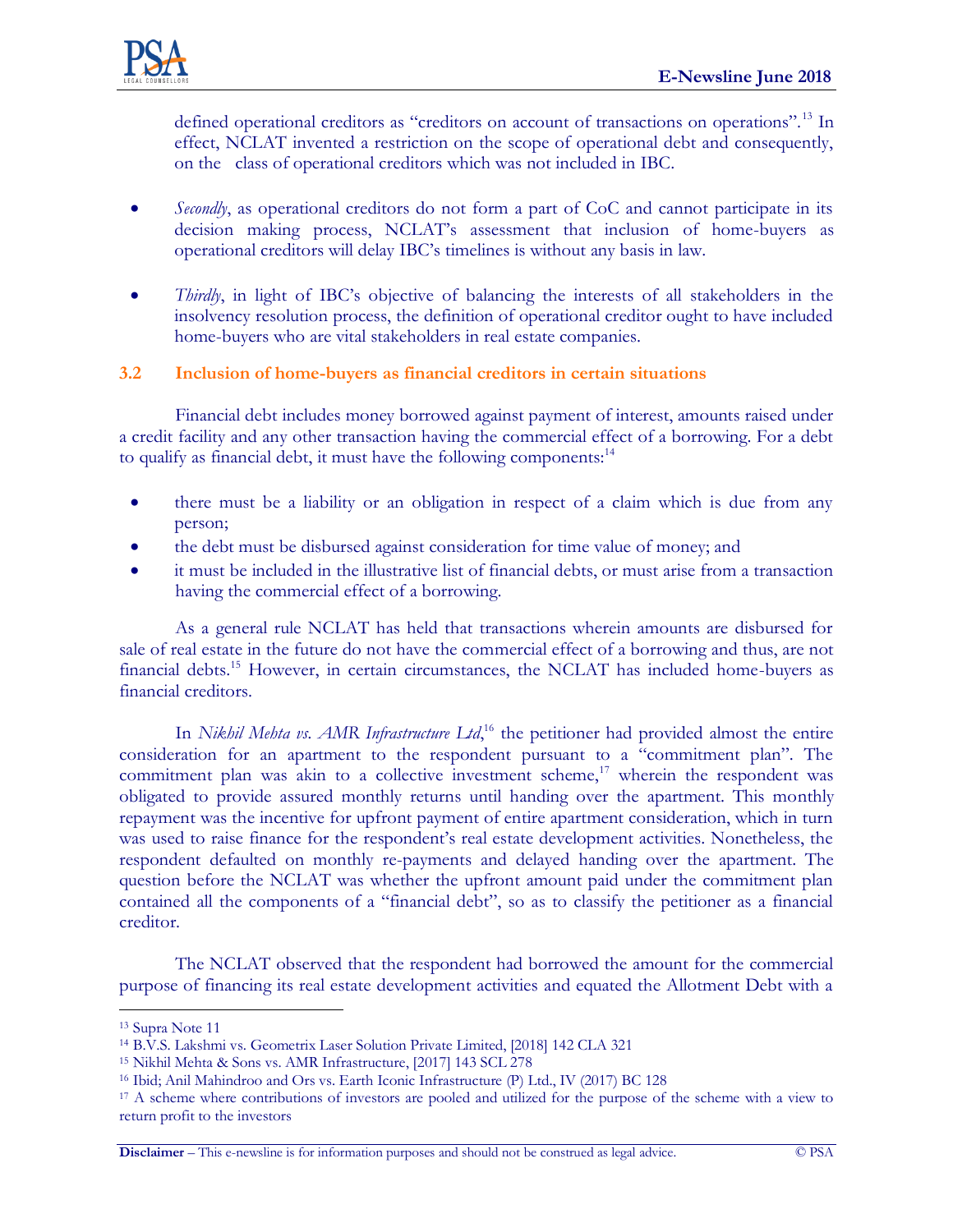defined operational creditors as "creditors on account of transactions on operations".[13] In effect, NCLAT invented a restriction on the scope of operational debt and consequently, on the class of operational creditors which was not included in IBC.

- *Secondly*, as operational creditors do not form a part of CoC and cannot participate in its decision making process, NCLAT's assessment that inclusion of home-buyers as operational creditors will delay IBC's timelines is without any basis in law.

- *Thirdly*, in light of IBC's objective of balancing the interests of all stakeholders in the insolvency resolution process, the definition of operational creditor ought to have included home-buyers who are vital stakeholders in real estate companies.

### 3.2 Inclusion of home-buyers as financial creditors in certain situations

Financial debt includes money borrowed against payment of interest, amounts raised under a credit facility and any other transaction having the commercial effect of a borrowing. For a debt to qualify as financial debt, it must have the following components:[14]

- there must be a liability or an obligation in respect of a claim which is due from any person;
- the debt must be disbursed against consideration for time value of money; and
- it must be included in the illustrative list of financial debts, or must arise from a transaction having the commercial effect of a borrowing.

As a general rule NCLAT has held that transactions wherein amounts are disbursed for sale of real estate in the future do not have the commercial effect of a borrowing and thus, are not financial debts.[15] However, in certain circumstances, the NCLAT has included home-buyers as financial creditors.

In *Nikhil Mehta vs. AMR Infrastructure Ltd*,[16] the petitioner had provided almost the entire consideration for an apartment to the respondent pursuant to a "commitment plan". The commitment plan was akin to a collective investment scheme,[17] wherein the respondent was obligated to provide assured monthly returns until handing over the apartment. This monthly repayment was the incentive for upfront payment of entire apartment consideration, which in turn was used to raise finance for the respondent's real estate development activities. Nonetheless, the respondent defaulted on monthly re-payments and delayed handing over the apartment. The question before the NCLAT was whether the upfront amount paid under the commitment plan contained all the components of a "financial debt", so as to classify the petitioner as a financial creditor.

The NCLAT observed that the respondent had borrowed the amount for the commercial purpose of financing its real estate development activities and equated the Allotment Debt with a

---

[13] Supra Note 11

[14] B.V.S. Lakshmi vs. Geometrix Laser Solution Private Limited, [2018] 142 CLA 321

[15] Nikhil Mehta & Sons vs. AMR Infrastructure, [2017] 143 SCL 278

[16] Ibid; Anil Mahindroo and Ors vs. Earth Iconic Infrastructure (P) Ltd., IV (2017) BC 128

[17] A scheme where contributions of investors are pooled and utilized for the purpose of the scheme with a view to return profit to the investors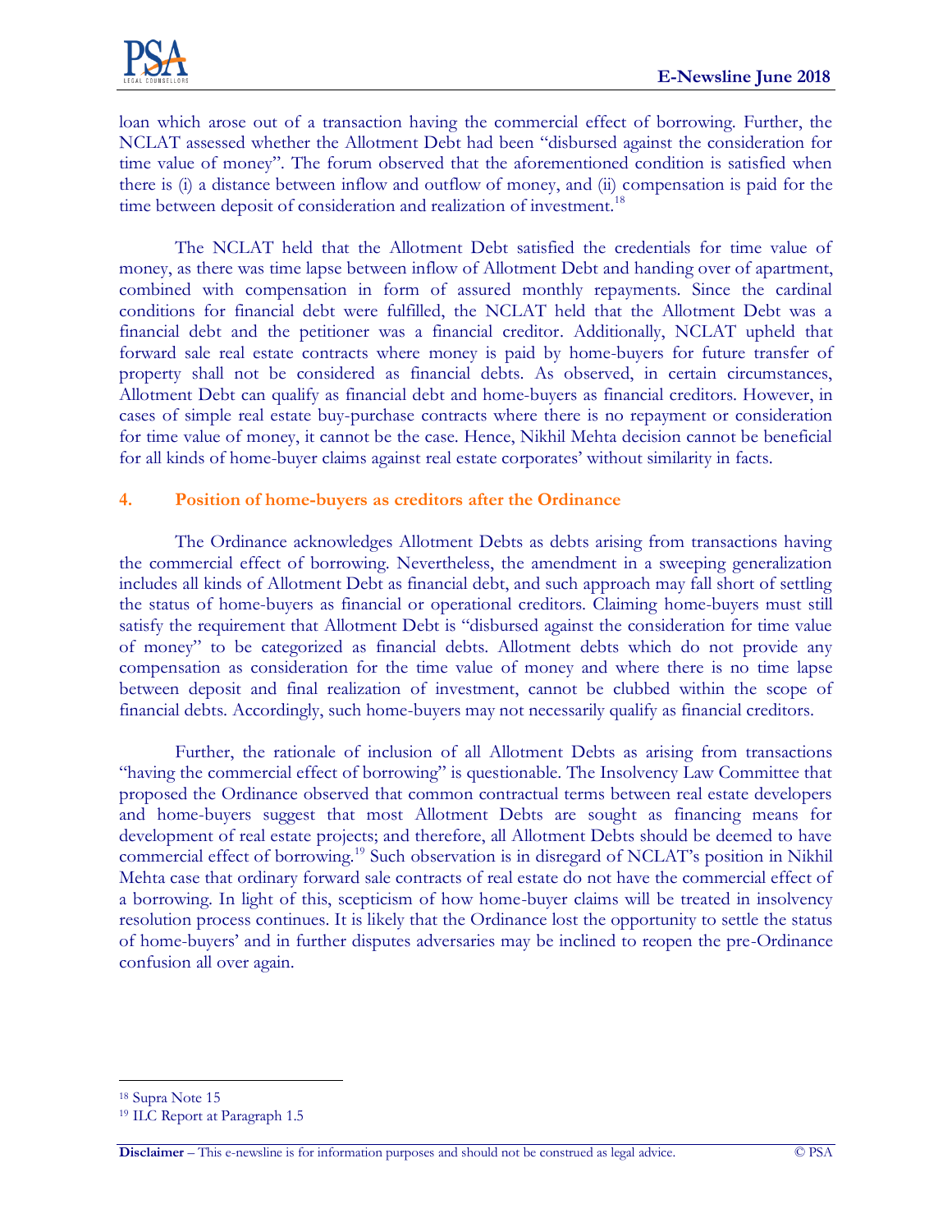loan which arose out of a transaction having the commercial effect of borrowing. Further, the NCLAT assessed whether the Allotment Debt had been "disbursed against the consideration for time value of money". The forum observed that the aforementioned condition is satisfied when there is (i) a distance between inflow and outflow of money, and (ii) compensation is paid for the time between deposit of consideration and realization of investment.[18]

The NCLAT held that the Allotment Debt satisfied the credentials for time value of money, as there was time lapse between inflow of Allotment Debt and handing over of apartment, combined with compensation in form of assured monthly repayments. Since the cardinal conditions for financial debt were fulfilled, the NCLAT held that the Allotment Debt was a financial debt and the petitioner was a financial creditor. Additionally, NCLAT upheld that forward sale real estate contracts where money is paid by home-buyers for future transfer of property shall not be considered as financial debts. As observed, in certain circumstances, Allotment Debt can qualify as financial debt and home-buyers as financial creditors. However, in cases of simple real estate buy-purchase contracts where there is no repayment or consideration for time value of money, it cannot be the case. Hence, Nikhil Mehta decision cannot be beneficial for all kinds of home-buyer claims against real estate corporates' without similarity in facts.

## 4. Position of home-buyers as creditors after the Ordinance

The Ordinance acknowledges Allotment Debts as debts arising from transactions having the commercial effect of borrowing. Nevertheless, the amendment in a sweeping generalization includes all kinds of Allotment Debt as financial debt, and such approach may fall short of settling the status of home-buyers as financial or operational creditors. Claiming home-buyers must still satisfy the requirement that Allotment Debt is "disbursed against the consideration for time value of money" to be categorized as financial debts. Allotment debts which do not provide any compensation as consideration for the time value of money and where there is no time lapse between deposit and final realization of investment, cannot be clubbed within the scope of financial debts. Accordingly, such home-buyers may not necessarily qualify as financial creditors.

Further, the rationale of inclusion of all Allotment Debts as arising from transactions "having the commercial effect of borrowing" is questionable. The Insolvency Law Committee that proposed the Ordinance observed that common contractual terms between real estate developers and home-buyers suggest that most Allotment Debts are sought as financing means for development of real estate projects; and therefore, all Allotment Debts should be deemed to have commercial effect of borrowing.[19] Such observation is in disregard of NCLAT's position in Nikhil Mehta case that ordinary forward sale contracts of real estate do not have the commercial effect of a borrowing. In light of this, scepticism of how home-buyer claims will be treated in insolvency resolution process continues. It is likely that the Ordinance lost the opportunity to settle the status of home-buyers' and in further disputes adversaries may be inclined to reopen the pre-Ordinance confusion all over again.

---

[18] Supra Note 15

[19] ILC Report at Paragraph 1.5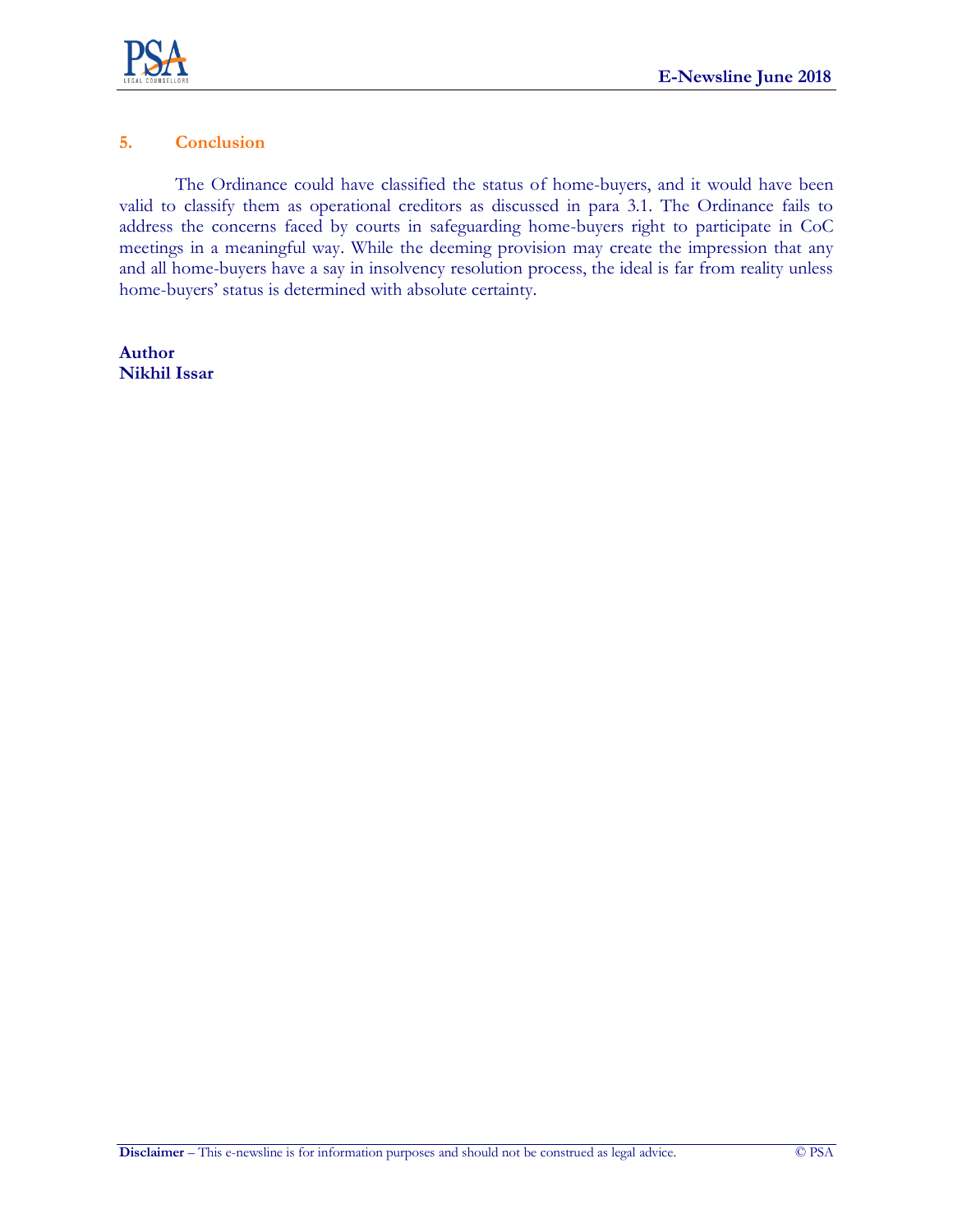## 5. Conclusion

The Ordinance could have classified the status of home-buyers, and it would have been valid to classify them as operational creditors as discussed in para 3.1. The Ordinance fails to address the concerns faced by courts in safeguarding home-buyers right to participate in CoC meetings in a meaningful way. While the deeming provision may create the impression that any and all home-buyers have a say in insolvency resolution process, the ideal is far from reality unless home-buyers' status is determined with absolute certainty.

**Author**
**Nikhil Issar**